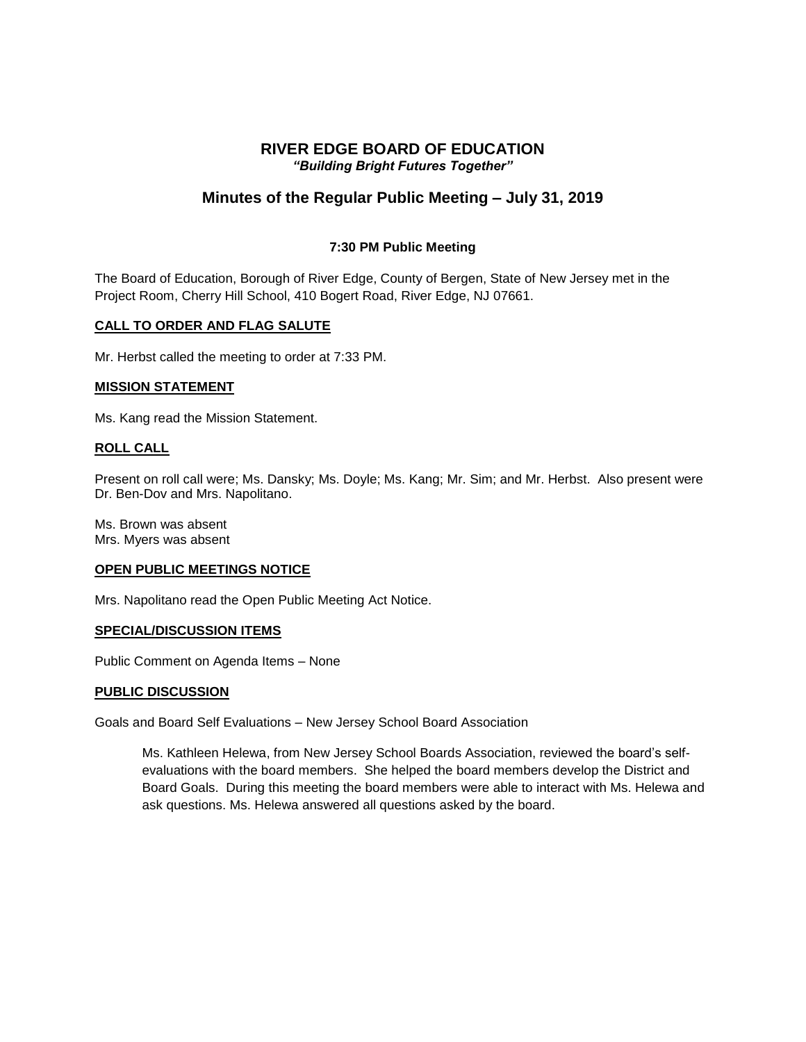# RIVER EDGE BOARD OF EDUCATION

*"Building Bright Futures Together"*

## Minutes of the Regular Public Meeting – July 31, 2019

**7:30 PM Public Meeting**

The Board of Education, Borough of River Edge, County of Bergen, State of New Jersey met in the Project Room, Cherry Hill School, 410 Bogert Road, River Edge, NJ 07661.

**CALL TO ORDER AND FLAG SALUTE**

Mr. Herbst called the meeting to order at 7:33 PM.

**MISSION STATEMENT**

Ms. Kang read the Mission Statement.

**ROLL CALL**

Present on roll call were; Ms. Dansky; Ms. Doyle; Ms. Kang; Mr. Sim; and Mr. Herbst. Also present were Dr. Ben-Dov and Mrs. Napolitano.

Ms. Brown was absent
Mrs. Myers was absent

**OPEN PUBLIC MEETINGS NOTICE**

Mrs. Napolitano read the Open Public Meeting Act Notice.

**SPECIAL/DISCUSSION ITEMS**

Public Comment on Agenda Items – None

**PUBLIC DISCUSSION**

Goals and Board Self Evaluations – New Jersey School Board Association

> Ms. Kathleen Helewa, from New Jersey School Boards Association, reviewed the board's self-evaluations with the board members. She helped the board members develop the District and Board Goals. During this meeting the board members were able to interact with Ms. Helewa and ask questions. Ms. Helewa answered all questions asked by the board.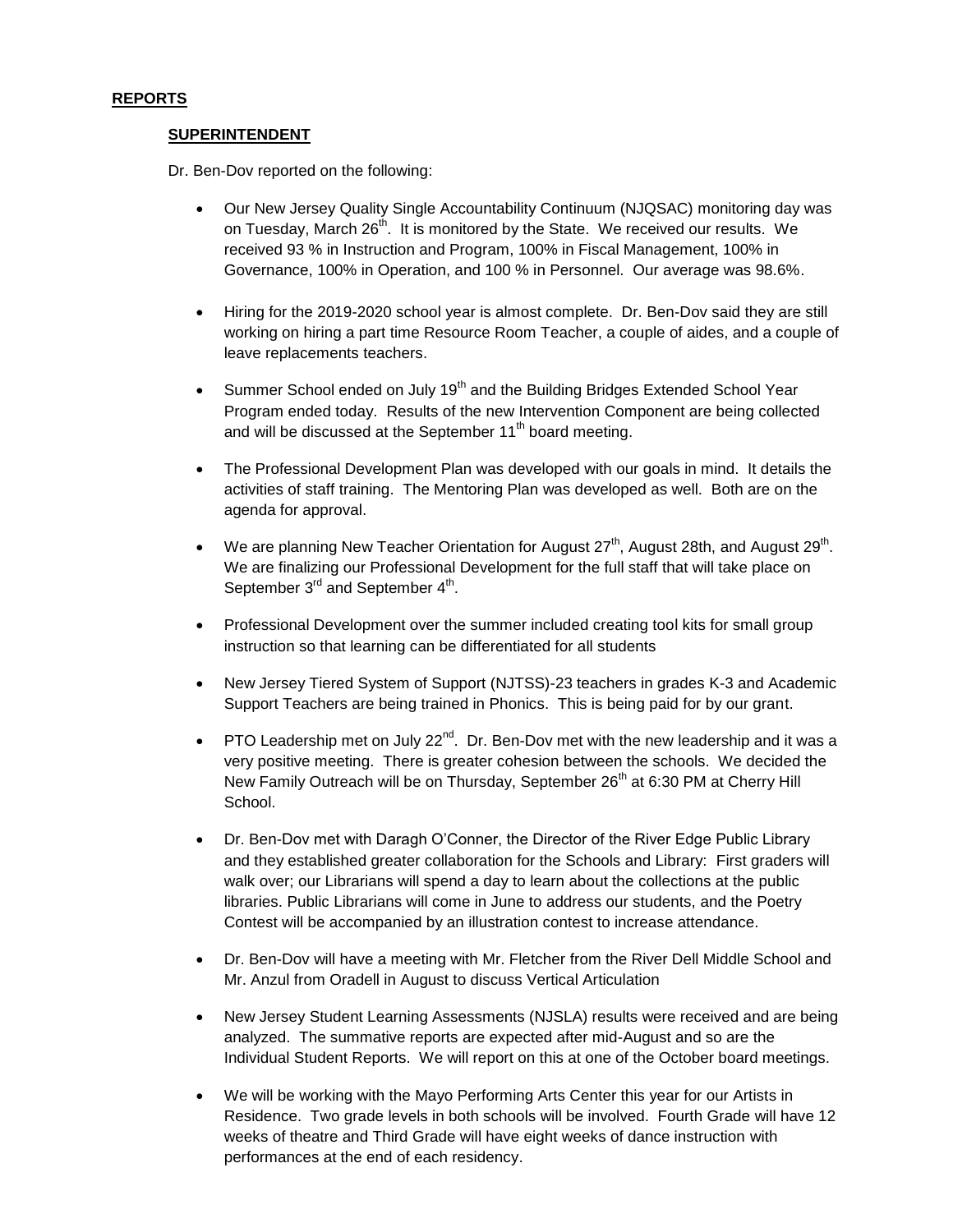## REPORTS

### SUPERINTENDENT

Dr. Ben-Dov reported on the following:

- Our New Jersey Quality Single Accountability Continuum (NJQSAC) monitoring day was on Tuesday, March 26th. It is monitored by the State. We received our results. We received 93 % in Instruction and Program, 100% in Fiscal Management, 100% in Governance, 100% in Operation, and 100 % in Personnel. Our average was 98.6%.

- Hiring for the 2019-2020 school year is almost complete. Dr. Ben-Dov said they are still working on hiring a part time Resource Room Teacher, a couple of aides, and a couple of leave replacements teachers.

- Summer School ended on July 19th and the Building Bridges Extended School Year Program ended today. Results of the new Intervention Component are being collected and will be discussed at the September 11th board meeting.

- The Professional Development Plan was developed with our goals in mind. It details the activities of staff training. The Mentoring Plan was developed as well. Both are on the agenda for approval.

- We are planning New Teacher Orientation for August 27th, August 28th, and August 29th. We are finalizing our Professional Development for the full staff that will take place on September 3rd and September 4th.

- Professional Development over the summer included creating tool kits for small group instruction so that learning can be differentiated for all students

- New Jersey Tiered System of Support (NJTSS)-23 teachers in grades K-3 and Academic Support Teachers are being trained in Phonics. This is being paid for by our grant.

- PTO Leadership met on July 22nd. Dr. Ben-Dov met with the new leadership and it was a very positive meeting. There is greater cohesion between the schools. We decided the New Family Outreach will be on Thursday, September 26th at 6:30 PM at Cherry Hill School.

- Dr. Ben-Dov met with Daragh O'Conner, the Director of the River Edge Public Library and they established greater collaboration for the Schools and Library: First graders will walk over; our Librarians will spend a day to learn about the collections at the public libraries. Public Librarians will come in June to address our students, and the Poetry Contest will be accompanied by an illustration contest to increase attendance.

- Dr. Ben-Dov will have a meeting with Mr. Fletcher from the River Dell Middle School and Mr. Anzul from Oradell in August to discuss Vertical Articulation

- New Jersey Student Learning Assessments (NJSLA) results were received and are being analyzed. The summative reports are expected after mid-August and so are the Individual Student Reports. We will report on this at one of the October board meetings.

- We will be working with the Mayo Performing Arts Center this year for our Artists in Residence. Two grade levels in both schools will be involved. Fourth Grade will have 12 weeks of theatre and Third Grade will have eight weeks of dance instruction with performances at the end of each residency.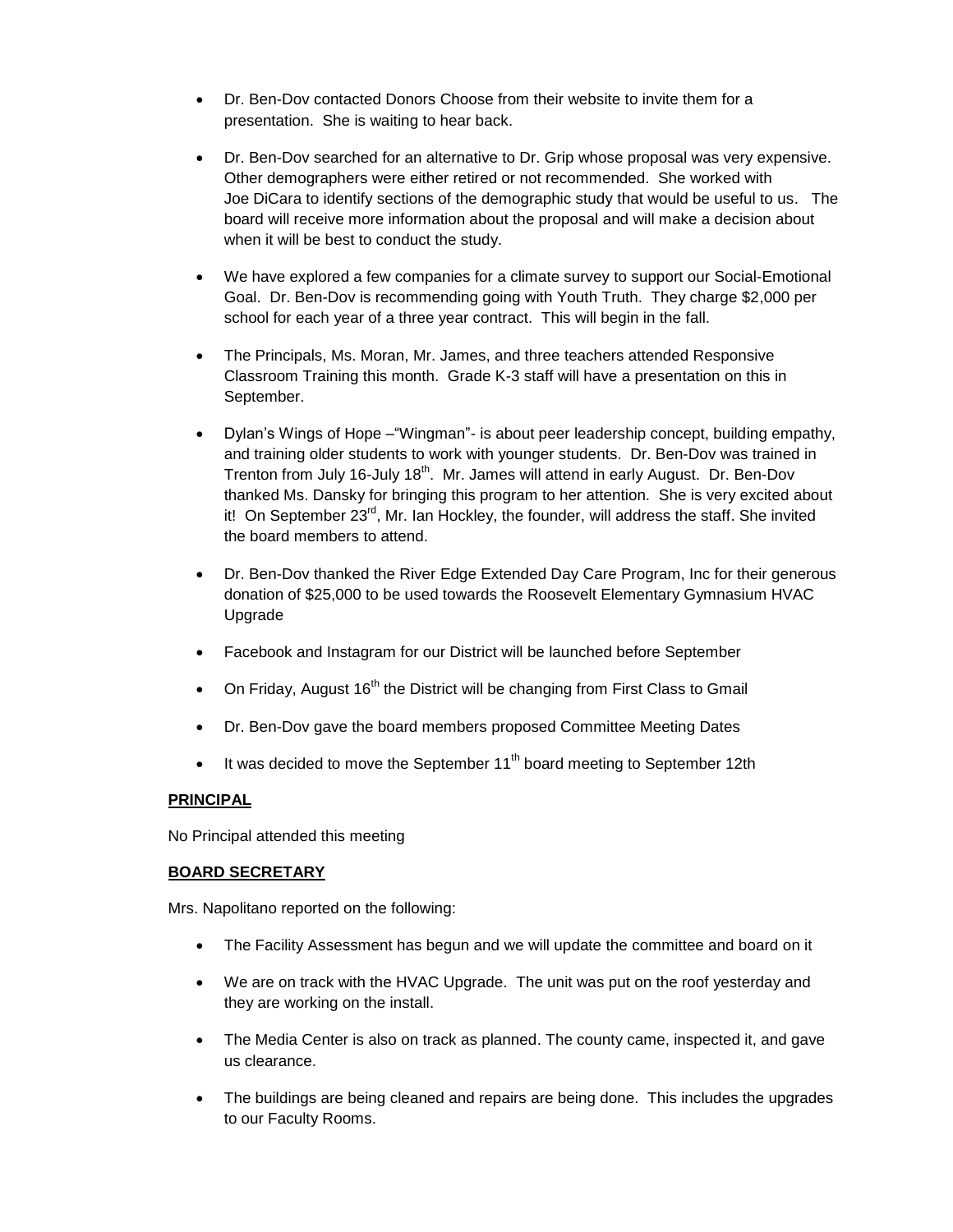- Dr. Ben-Dov contacted Donors Choose from their website to invite them for a presentation. She is waiting to hear back.

- Dr. Ben-Dov searched for an alternative to Dr. Grip whose proposal was very expensive. Other demographers were either retired or not recommended. She worked with Joe DiCara to identify sections of the demographic study that would be useful to us. The board will receive more information about the proposal and will make a decision about when it will be best to conduct the study.

- We have explored a few companies for a climate survey to support our Social-Emotional Goal. Dr. Ben-Dov is recommending going with Youth Truth. They charge $2,000 per school for each year of a three year contract. This will begin in the fall.

- The Principals, Ms. Moran, Mr. James, and three teachers attended Responsive Classroom Training this month. Grade K-3 staff will have a presentation on this in September.

- Dylan's Wings of Hope –"Wingman"- is about peer leadership concept, building empathy, and training older students to work with younger students. Dr. Ben-Dov was trained in Trenton from July 16-July 18th. Mr. James will attend in early August. Dr. Ben-Dov thanked Ms. Dansky for bringing this program to her attention. She is very excited about it! On September 23rd, Mr. Ian Hockley, the founder, will address the staff. She invited the board members to attend.

- Dr. Ben-Dov thanked the River Edge Extended Day Care Program, Inc for their generous donation of $25,000 to be used towards the Roosevelt Elementary Gymnasium HVAC Upgrade

- Facebook and Instagram for our District will be launched before September

- On Friday, August 16th the District will be changing from First Class to Gmail

- Dr. Ben-Dov gave the board members proposed Committee Meeting Dates

- It was decided to move the September 11th board meeting to September 12th

**PRINCIPAL**

No Principal attended this meeting

**BOARD SECRETARY**

Mrs. Napolitano reported on the following:

- The Facility Assessment has begun and we will update the committee and board on it

- We are on track with the HVAC Upgrade. The unit was put on the roof yesterday and they are working on the install.

- The Media Center is also on track as planned. The county came, inspected it, and gave us clearance.

- The buildings are being cleaned and repairs are being done. This includes the upgrades to our Faculty Rooms.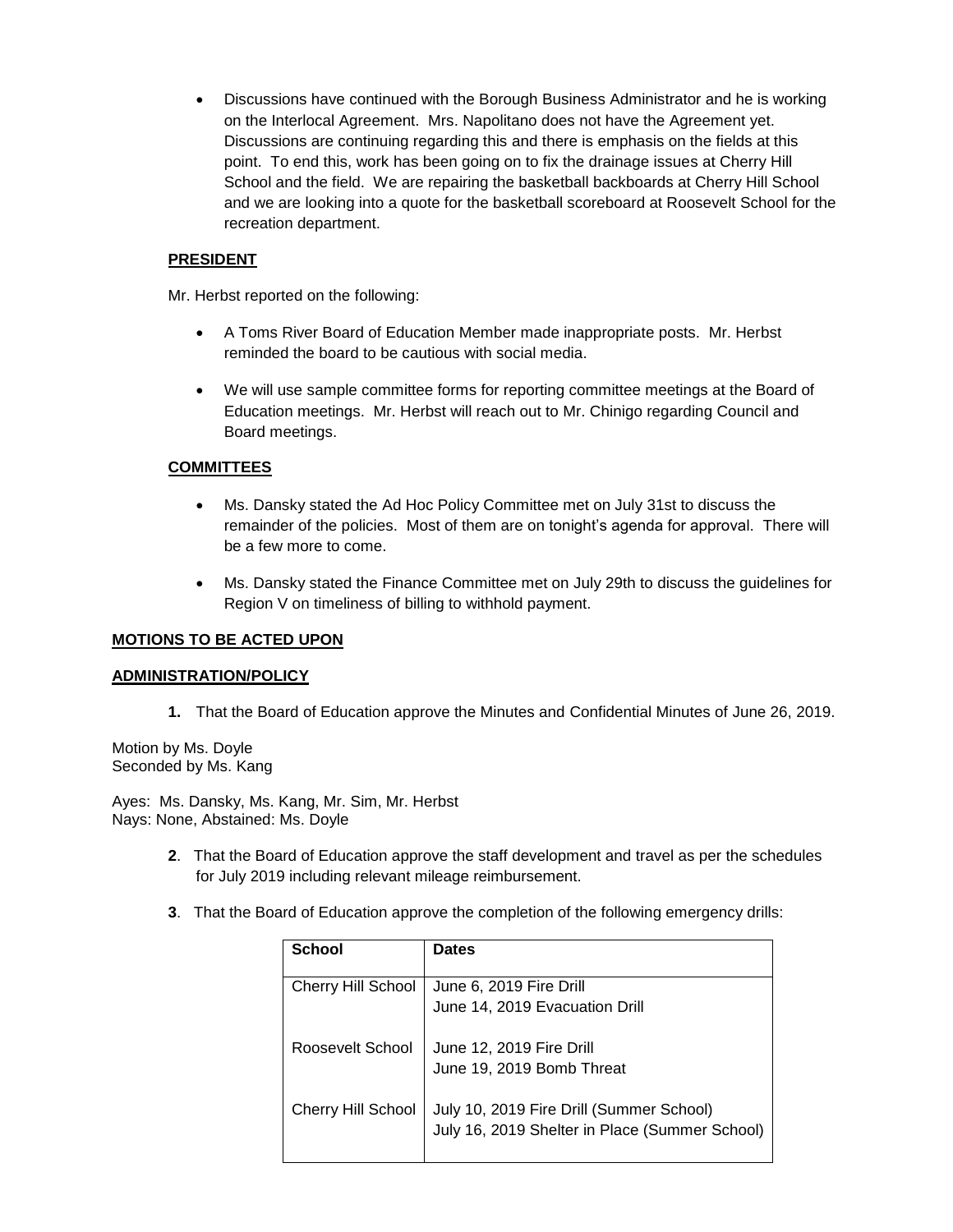- Discussions have continued with the Borough Business Administrator and he is working on the Interlocal Agreement. Mrs. Napolitano does not have the Agreement yet. Discussions are continuing regarding this and there is emphasis on the fields at this point. To end this, work has been going on to fix the drainage issues at Cherry Hill School and the field. We are repairing the basketball backboards at Cherry Hill School and we are looking into a quote for the basketball scoreboard at Roosevelt School for the recreation department.

**PRESIDENT**

Mr. Herbst reported on the following:

- A Toms River Board of Education Member made inappropriate posts. Mr. Herbst reminded the board to be cautious with social media.
- We will use sample committee forms for reporting committee meetings at the Board of Education meetings. Mr. Herbst will reach out to Mr. Chinigo regarding Council and Board meetings.

**COMMITTEES**

- Ms. Dansky stated the Ad Hoc Policy Committee met on July 31st to discuss the remainder of the policies. Most of them are on tonight's agenda for approval. There will be a few more to come.
- Ms. Dansky stated the Finance Committee met on July 29th to discuss the guidelines for Region V on timeliness of billing to withhold payment.

**MOTIONS TO BE ACTED UPON**

**ADMINISTRATION/POLICY**

**1.** That the Board of Education approve the Minutes and Confidential Minutes of June 26, 2019.

Motion by Ms. Doyle
Seconded by Ms. Kang

Ayes: Ms. Dansky, Ms. Kang, Mr. Sim, Mr. Herbst
Nays: None, Abstained: Ms. Doyle

**2**. That the Board of Education approve the staff development and travel as per the schedules for July 2019 including relevant mileage reimbursement.

**3**. That the Board of Education approve the completion of the following emergency drills:

| School | Dates |
|---|---|
| Cherry Hill School | June 6, 2019 Fire Drill<br>June 14, 2019 Evacuation Drill |
| Roosevelt School | June 12, 2019 Fire Drill<br>June 19, 2019 Bomb Threat |
| Cherry Hill School | July 10, 2019 Fire Drill (Summer School)<br>July 16, 2019 Shelter in Place (Summer School) |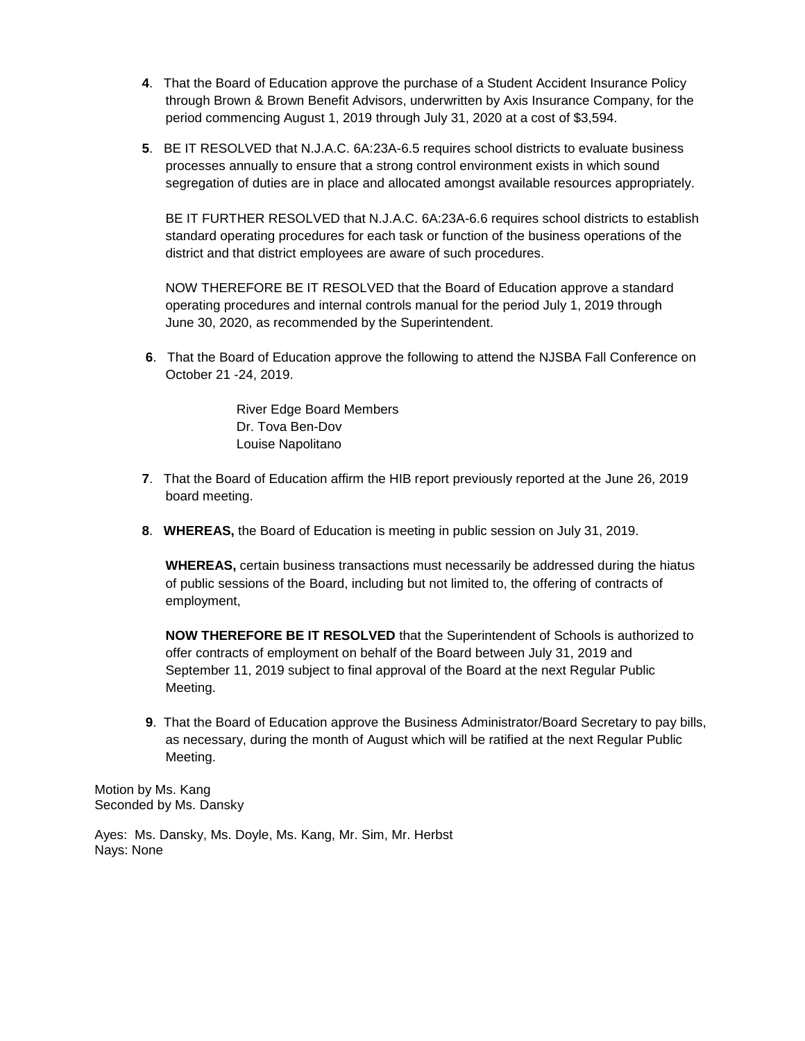**4**. That the Board of Education approve the purchase of a Student Accident Insurance Policy through Brown & Brown Benefit Advisors, underwritten by Axis Insurance Company, for the period commencing August 1, 2019 through July 31, 2020 at a cost of $3,594.

**5**. BE IT RESOLVED that N.J.A.C. 6A:23A-6.5 requires school districts to evaluate business processes annually to ensure that a strong control environment exists in which sound segregation of duties are in place and allocated amongst available resources appropriately.

BE IT FURTHER RESOLVED that N.J.A.C. 6A:23A-6.6 requires school districts to establish standard operating procedures for each task or function of the business operations of the district and that district employees are aware of such procedures.

NOW THEREFORE BE IT RESOLVED that the Board of Education approve a standard operating procedures and internal controls manual for the period July 1, 2019 through June 30, 2020, as recommended by the Superintendent.

**6**. That the Board of Education approve the following to attend the NJSBA Fall Conference on October 21 -24, 2019.

River Edge Board Members
Dr. Tova Ben-Dov
Louise Napolitano

**7**. That the Board of Education affirm the HIB report previously reported at the June 26, 2019 board meeting.

**8**. **WHEREAS,** the Board of Education is meeting in public session on July 31, 2019.

**WHEREAS,** certain business transactions must necessarily be addressed during the hiatus of public sessions of the Board, including but not limited to, the offering of contracts of employment,

**NOW THEREFORE BE IT RESOLVED** that the Superintendent of Schools is authorized to offer contracts of employment on behalf of the Board between July 31, 2019 and September 11, 2019 subject to final approval of the Board at the next Regular Public Meeting.

**9**. That the Board of Education approve the Business Administrator/Board Secretary to pay bills, as necessary, during the month of August which will be ratified at the next Regular Public Meeting.

Motion by Ms. Kang
Seconded by Ms. Dansky

Ayes: Ms. Dansky, Ms. Doyle, Ms. Kang, Mr. Sim, Mr. Herbst
Nays: None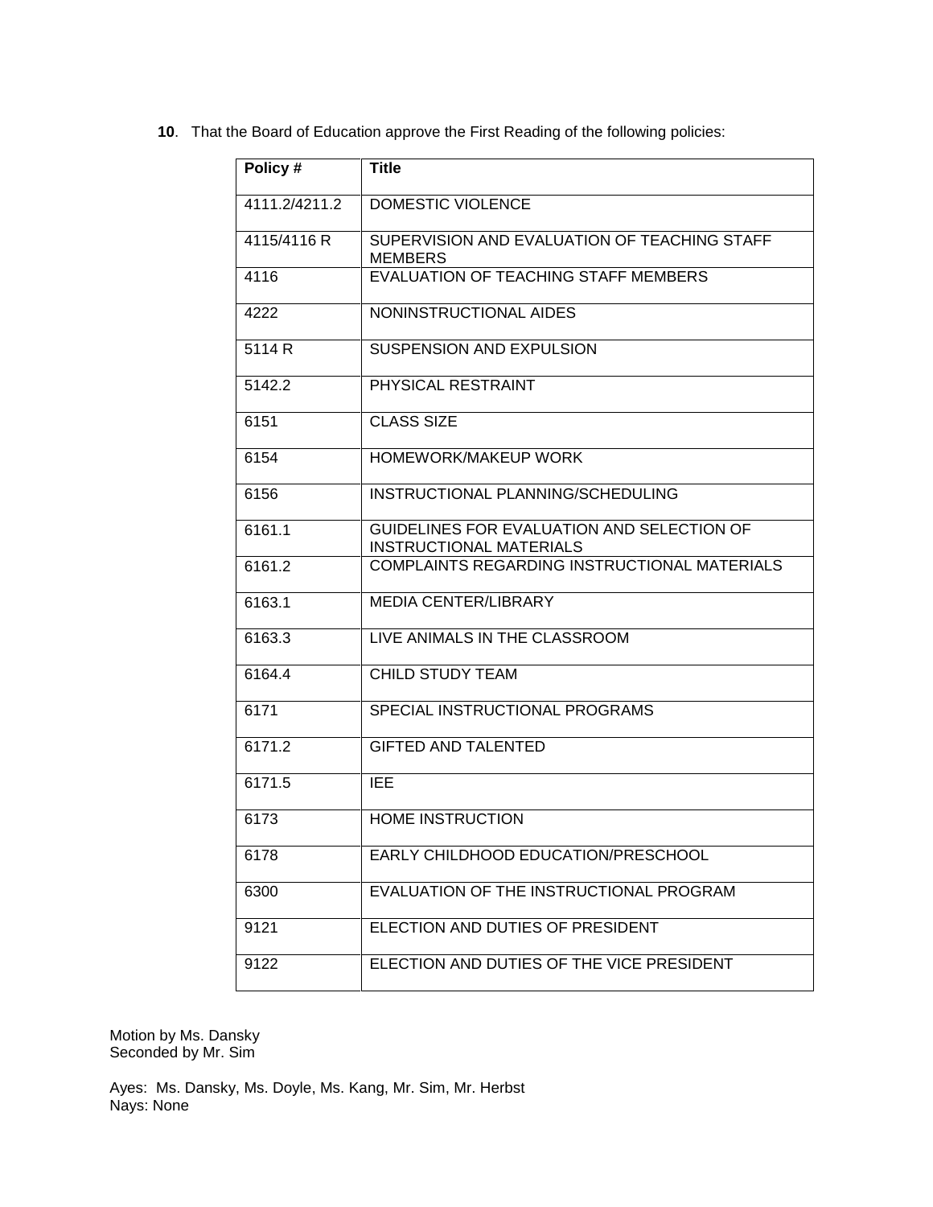**10**. That the Board of Education approve the First Reading of the following policies:

| Policy # | Title |
|---|---|
| 4111.2/4211.2 | DOMESTIC VIOLENCE |
| 4115/4116 R | SUPERVISION AND EVALUATION OF TEACHING STAFF MEMBERS |
| 4116 | EVALUATION OF TEACHING STAFF MEMBERS |
| 4222 | NONINSTRUCTIONAL AIDES |
| 5114 R | SUSPENSION AND EXPULSION |
| 5142.2 | PHYSICAL RESTRAINT |
| 6151 | CLASS SIZE |
| 6154 | HOMEWORK/MAKEUP WORK |
| 6156 | INSTRUCTIONAL PLANNING/SCHEDULING |
| 6161.1 | GUIDELINES FOR EVALUATION AND SELECTION OF INSTRUCTIONAL MATERIALS |
| 6161.2 | COMPLAINTS REGARDING INSTRUCTIONAL MATERIALS |
| 6163.1 | MEDIA CENTER/LIBRARY |
| 6163.3 | LIVE ANIMALS IN THE CLASSROOM |
| 6164.4 | CHILD STUDY TEAM |
| 6171 | SPECIAL INSTRUCTIONAL PROGRAMS |
| 6171.2 | GIFTED AND TALENTED |
| 6171.5 | IEE |
| 6173 | HOME INSTRUCTION |
| 6178 | EARLY CHILDHOOD EDUCATION/PRESCHOOL |
| 6300 | EVALUATION OF THE INSTRUCTIONAL PROGRAM |
| 9121 | ELECTION AND DUTIES OF PRESIDENT |
| 9122 | ELECTION AND DUTIES OF THE VICE PRESIDENT |

Motion by Ms. Dansky
Seconded by Mr. Sim

Ayes: Ms. Dansky, Ms. Doyle, Ms. Kang, Mr. Sim, Mr. Herbst
Nays: None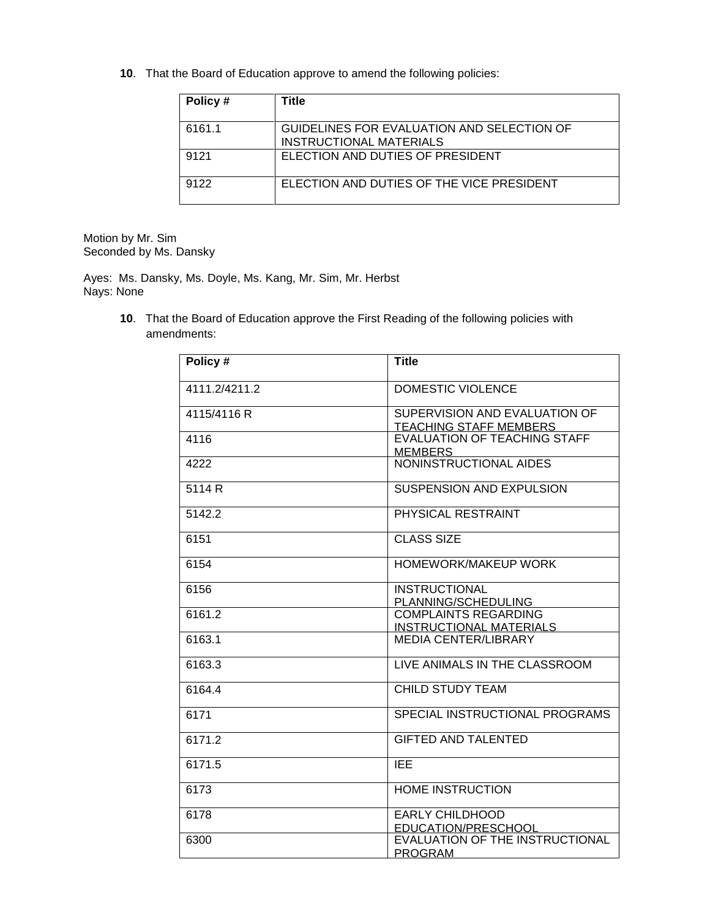**10**. That the Board of Education approve to amend the following policies:

| Policy # | Title |
|---|---|
| 6161.1 | GUIDELINES FOR EVALUATION AND SELECTION OF INSTRUCTIONAL MATERIALS |
| 9121 | ELECTION AND DUTIES OF PRESIDENT |
| 9122 | ELECTION AND DUTIES OF THE VICE PRESIDENT |

Motion by Mr. Sim
Seconded by Ms. Dansky

Ayes: Ms. Dansky, Ms. Doyle, Ms. Kang, Mr. Sim, Mr. Herbst
Nays: None

**10**. That the Board of Education approve the First Reading of the following policies with amendments:

| Policy # | Title |
|---|---|
| 4111.2/4211.2 | DOMESTIC VIOLENCE |
| 4115/4116 R | SUPERVISION AND EVALUATION OF TEACHING STAFF MEMBERS |
| 4116 | EVALUATION OF TEACHING STAFF MEMBERS |
| 4222 | NONINSTRUCTIONAL AIDES |
| 5114 R | SUSPENSION AND EXPULSION |
| 5142.2 | PHYSICAL RESTRAINT |
| 6151 | CLASS SIZE |
| 6154 | HOMEWORK/MAKEUP WORK |
| 6156 | INSTRUCTIONAL PLANNING/SCHEDULING |
| 6161.2 | COMPLAINTS REGARDING INSTRUCTIONAL MATERIALS |
| 6163.1 | MEDIA CENTER/LIBRARY |
| 6163.3 | LIVE ANIMALS IN THE CLASSROOM |
| 6164.4 | CHILD STUDY TEAM |
| 6171 | SPECIAL INSTRUCTIONAL PROGRAMS |
| 6171.2 | GIFTED AND TALENTED |
| 6171.5 | IEE |
| 6173 | HOME INSTRUCTION |
| 6178 | EARLY CHILDHOOD EDUCATION/PRESCHOOL |
| 6300 | EVALUATION OF THE INSTRUCTIONAL PROGRAM |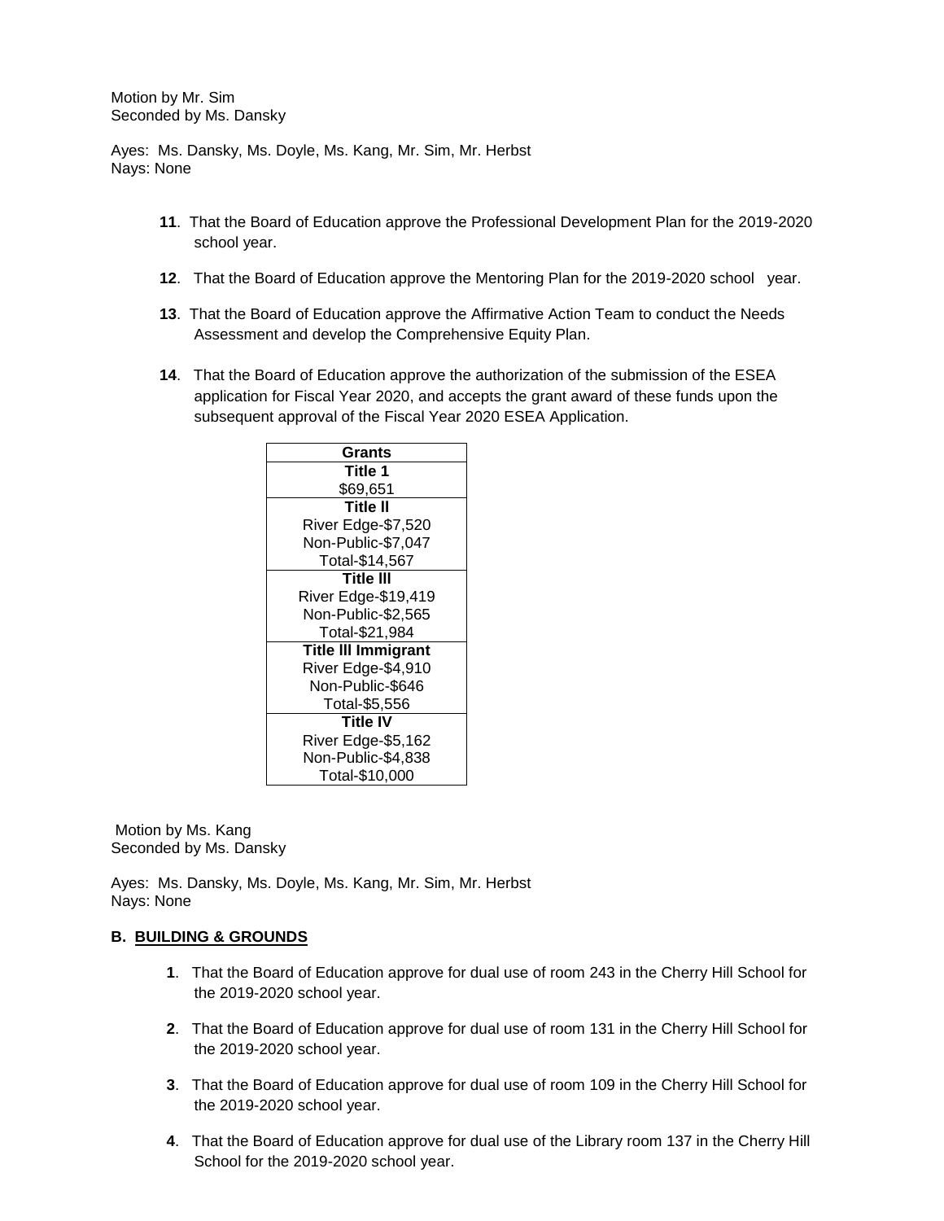Motion by Mr. Sim
Seconded by Ms. Dansky

Ayes: Ms. Dansky, Ms. Doyle, Ms. Kang, Mr. Sim, Mr. Herbst
Nays: None

**11**. That the Board of Education approve the Professional Development Plan for the 2019-2020 school year.

**12**. That the Board of Education approve the Mentoring Plan for the 2019-2020 school year.

**13**. That the Board of Education approve the Affirmative Action Team to conduct the Needs Assessment and develop the Comprehensive Equity Plan.

**14**. That the Board of Education approve the authorization of the submission of the ESEA application for Fiscal Year 2020, and accepts the grant award of these funds upon the subsequent approval of the Fiscal Year 2020 ESEA Application.

| Grants |
|---|
| **Title 1**<br>$69,651 |
| **Title II**<br>River Edge-$7,520<br>Non-Public-$7,047<br>Total-$14,567 |
| **Title III**<br>River Edge-$19,419<br>Non-Public-$2,565<br>Total-$21,984 |
| **Title III Immigrant**<br>River Edge-$4,910<br>Non-Public-$646<br>Total-$5,556 |
| **Title IV**<br>River Edge-$5,162<br>Non-Public-$4,838<br>Total-$10,000 |

Motion by Ms. Kang
Seconded by Ms. Dansky

Ayes: Ms. Dansky, Ms. Doyle, Ms. Kang, Mr. Sim, Mr. Herbst
Nays: None

**B. BUILDING & GROUNDS**

**1**. That the Board of Education approve for dual use of room 243 in the Cherry Hill School for the 2019-2020 school year.

**2**. That the Board of Education approve for dual use of room 131 in the Cherry Hill School for the 2019-2020 school year.

**3**. That the Board of Education approve for dual use of room 109 in the Cherry Hill School for the 2019-2020 school year.

**4**. That the Board of Education approve for dual use of the Library room 137 in the Cherry Hill School for the 2019-2020 school year.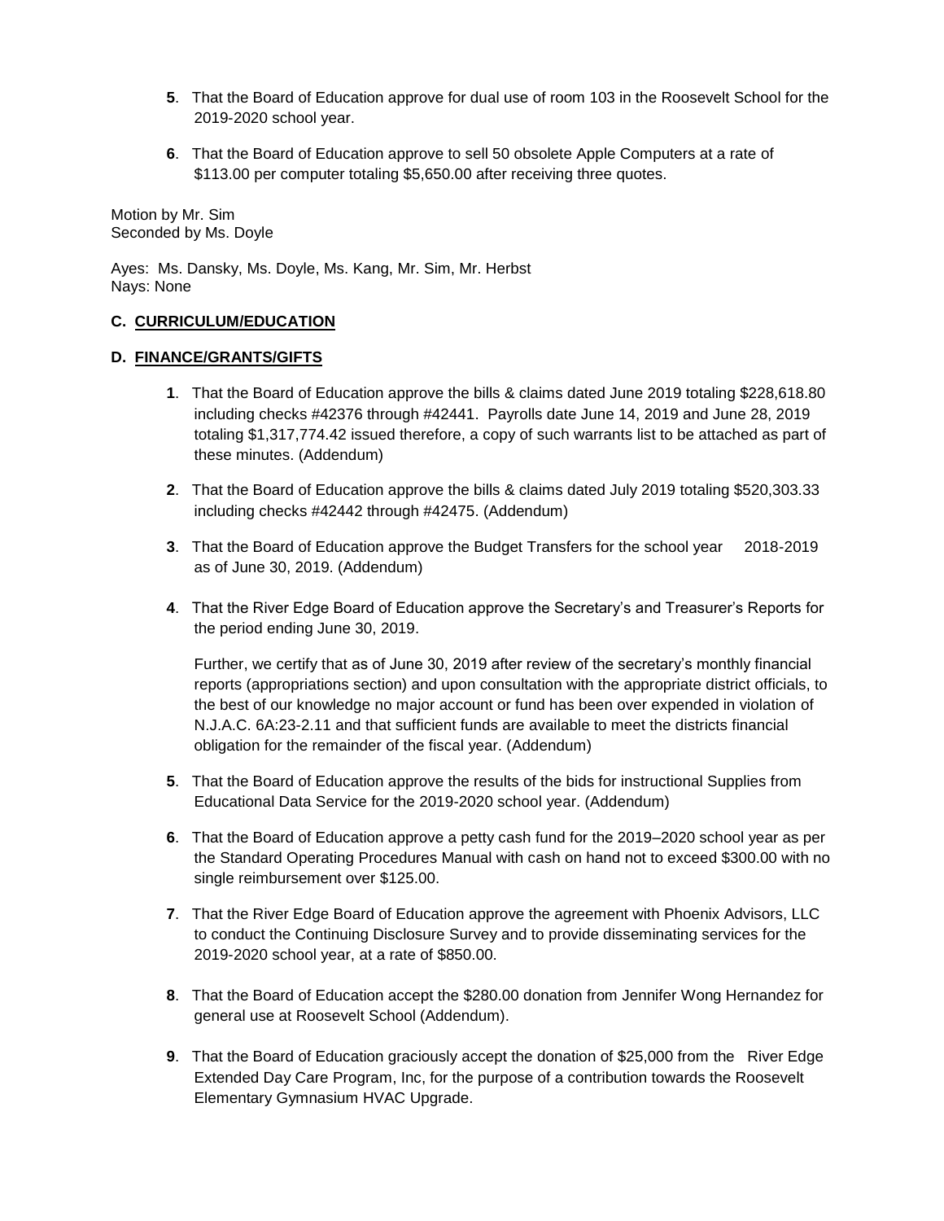**5**. That the Board of Education approve for dual use of room 103 in the Roosevelt School for the 2019-2020 school year.

**6**. That the Board of Education approve to sell 50 obsolete Apple Computers at a rate of $113.00 per computer totaling $5,650.00 after receiving three quotes.

Motion by Mr. Sim
Seconded by Ms. Doyle

Ayes: Ms. Dansky, Ms. Doyle, Ms. Kang, Mr. Sim, Mr. Herbst
Nays: None

**C. CURRICULUM/EDUCATION**

**D. FINANCE/GRANTS/GIFTS**

**1**. That the Board of Education approve the bills & claims dated June 2019 totaling $228,618.80 including checks #42376 through #42441. Payrolls date June 14, 2019 and June 28, 2019 totaling $1,317,774.42 issued therefore, a copy of such warrants list to be attached as part of these minutes. (Addendum)

**2**. That the Board of Education approve the bills & claims dated July 2019 totaling $520,303.33 including checks #42442 through #42475. (Addendum)

**3**. That the Board of Education approve the Budget Transfers for the school year 2018-2019 as of June 30, 2019. (Addendum)

**4**. That the River Edge Board of Education approve the Secretary's and Treasurer's Reports for the period ending June 30, 2019.

Further, we certify that as of June 30, 2019 after review of the secretary's monthly financial reports (appropriations section) and upon consultation with the appropriate district officials, to the best of our knowledge no major account or fund has been over expended in violation of N.J.A.C. 6A:23-2.11 and that sufficient funds are available to meet the districts financial obligation for the remainder of the fiscal year. (Addendum)

**5**. That the Board of Education approve the results of the bids for instructional Supplies from Educational Data Service for the 2019-2020 school year. (Addendum)

**6**. That the Board of Education approve a petty cash fund for the 2019–2020 school year as per the Standard Operating Procedures Manual with cash on hand not to exceed $300.00 with no single reimbursement over $125.00.

**7**. That the River Edge Board of Education approve the agreement with Phoenix Advisors, LLC to conduct the Continuing Disclosure Survey and to provide disseminating services for the 2019-2020 school year, at a rate of $850.00.

**8**. That the Board of Education accept the $280.00 donation from Jennifer Wong Hernandez for general use at Roosevelt School (Addendum).

**9**. That the Board of Education graciously accept the donation of $25,000 from the River Edge Extended Day Care Program, Inc, for the purpose of a contribution towards the Roosevelt Elementary Gymnasium HVAC Upgrade.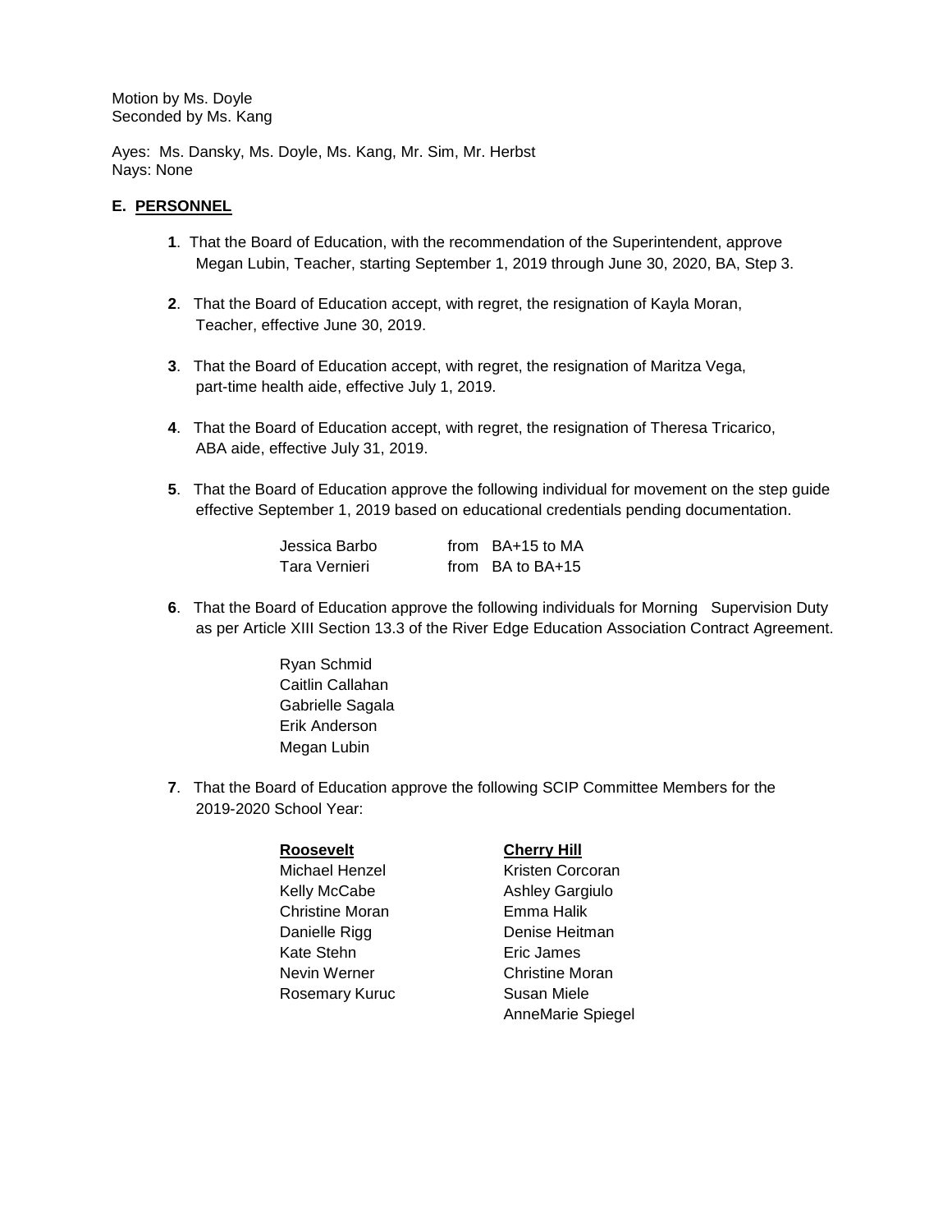Motion by Ms. Doyle
Seconded by Ms. Kang

Ayes: Ms. Dansky, Ms. Doyle, Ms. Kang, Mr. Sim, Mr. Herbst
Nays: None

**E. PERSONNEL**

**1**. That the Board of Education, with the recommendation of the Superintendent, approve Megan Lubin, Teacher, starting September 1, 2019 through June 30, 2020, BA, Step 3.

**2**. That the Board of Education accept, with regret, the resignation of Kayla Moran, Teacher, effective June 30, 2019.

**3**. That the Board of Education accept, with regret, the resignation of Maritza Vega, part-time health aide, effective July 1, 2019.

**4**. That the Board of Education accept, with regret, the resignation of Theresa Tricarico, ABA aide, effective July 31, 2019.

**5**. That the Board of Education approve the following individual for movement on the step guide effective September 1, 2019 based on educational credentials pending documentation.

| | |
|---|---|
| Jessica Barbo | from BA+15 to MA |
| Tara Vernieri | from BA to BA+15 |

**6**. That the Board of Education approve the following individuals for Morning Supervision Duty as per Article XIII Section 13.3 of the River Edge Education Association Contract Agreement.

Ryan Schmid
Caitlin Callahan
Gabrielle Sagala
Erik Anderson
Megan Lubin

**7**. That the Board of Education approve the following SCIP Committee Members for the 2019-2020 School Year:

| **Roosevelt** | **Cherry Hill** |
|---|---|
| Michael Henzel | Kristen Corcoran |
| Kelly McCabe | Ashley Gargiulo |
| Christine Moran | Emma Halik |
| Danielle Rigg | Denise Heitman |
| Kate Stehn | Eric James |
| Nevin Werner | Christine Moran |
| Rosemary Kuruc | Susan Miele |
| | AnneMarie Spiegel |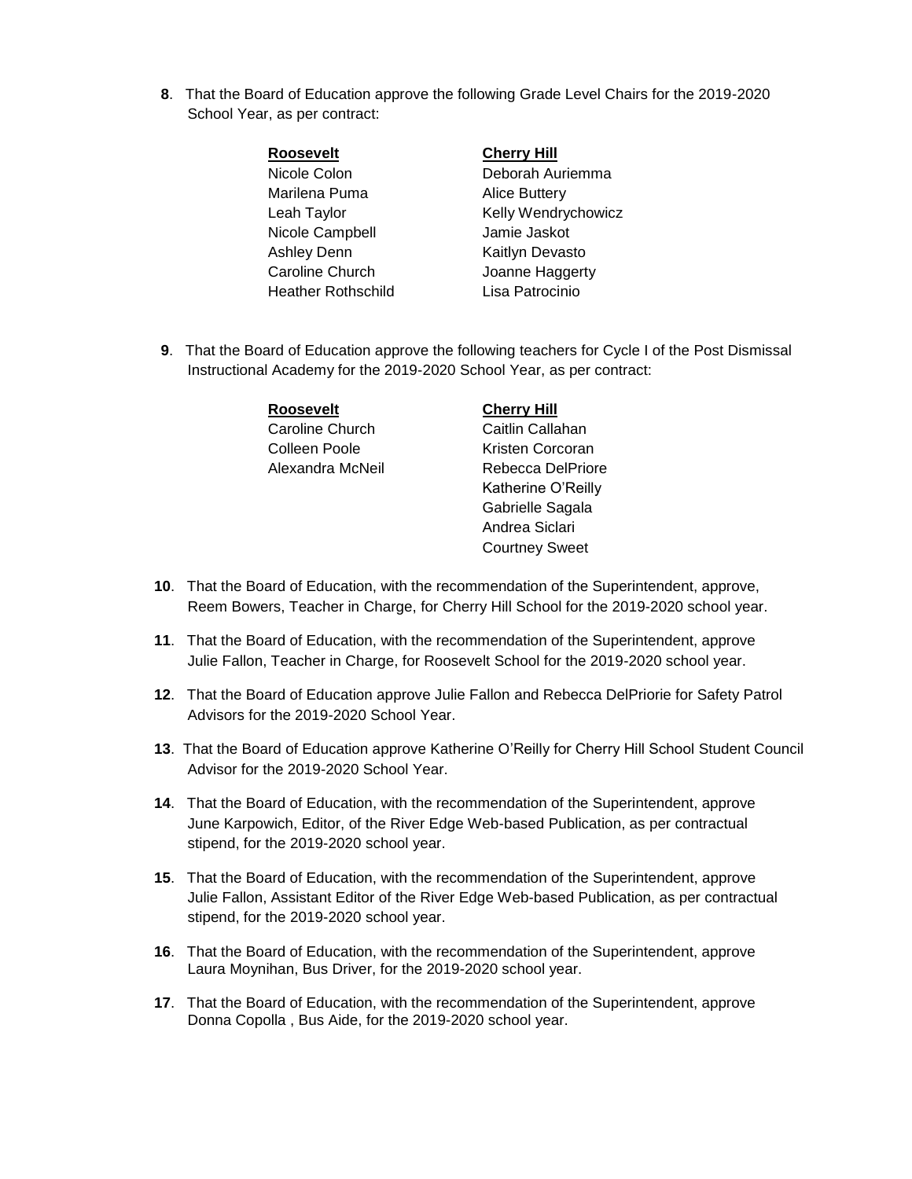**8**. That the Board of Education approve the following Grade Level Chairs for the 2019-2020 School Year, as per contract:

| **Roosevelt** | **Cherry Hill** |
|---|---|
| Nicole Colon | Deborah Auriemma |
| Marilena Puma | Alice Buttery |
| Leah Taylor | Kelly Wendrychowicz |
| Nicole Campbell | Jamie Jaskot |
| Ashley Denn | Kaitlyn Devasto |
| Caroline Church | Joanne Haggerty |
| Heather Rothschild | Lisa Patrocinio |

**9**. That the Board of Education approve the following teachers for Cycle I of the Post Dismissal Instructional Academy for the 2019-2020 School Year, as per contract:

| **Roosevelt** | **Cherry Hill** |
|---|---|
| Caroline Church | Caitlin Callahan |
| Colleen Poole | Kristen Corcoran |
| Alexandra McNeil | Rebecca DelPriore |
| | Katherine O'Reilly |
| | Gabrielle Sagala |
| | Andrea Siclari |
| | Courtney Sweet |

**10**. That the Board of Education, with the recommendation of the Superintendent, approve, Reem Bowers, Teacher in Charge, for Cherry Hill School for the 2019-2020 school year.

**11**. That the Board of Education, with the recommendation of the Superintendent, approve Julie Fallon, Teacher in Charge, for Roosevelt School for the 2019-2020 school year.

**12**. That the Board of Education approve Julie Fallon and Rebecca DelPriorie for Safety Patrol Advisors for the 2019-2020 School Year.

**13**. That the Board of Education approve Katherine O'Reilly for Cherry Hill School Student Council Advisor for the 2019-2020 School Year.

**14**. That the Board of Education, with the recommendation of the Superintendent, approve June Karpowich, Editor, of the River Edge Web-based Publication, as per contractual stipend, for the 2019-2020 school year.

**15**. That the Board of Education, with the recommendation of the Superintendent, approve Julie Fallon, Assistant Editor of the River Edge Web-based Publication, as per contractual stipend, for the 2019-2020 school year.

**16**. That the Board of Education, with the recommendation of the Superintendent, approve Laura Moynihan, Bus Driver, for the 2019-2020 school year.

**17**. That the Board of Education, with the recommendation of the Superintendent, approve Donna Copolla , Bus Aide, for the 2019-2020 school year.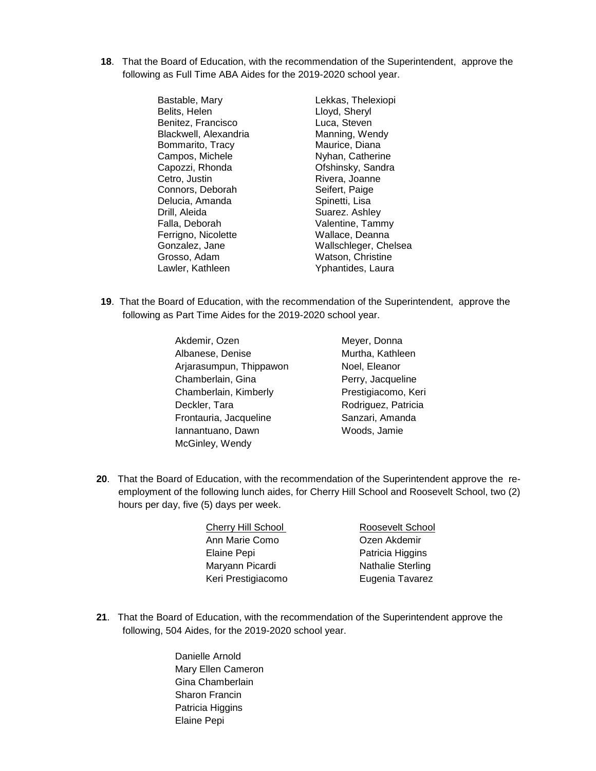**18**. That the Board of Education, with the recommendation of the Superintendent, approve the following as Full Time ABA Aides for the 2019-2020 school year.

| | |
|---|---|
| Bastable, Mary | Lekkas, Thelexiopi |
| Belits, Helen | Lloyd, Sheryl |
| Benitez, Francisco | Luca, Steven |
| Blackwell, Alexandria | Manning, Wendy |
| Bommarito, Tracy | Maurice, Diana |
| Campos, Michele | Nyhan, Catherine |
| Capozzi, Rhonda | Ofshinsky, Sandra |
| Cetro, Justin | Rivera, Joanne |
| Connors, Deborah | Seifert, Paige |
| Delucia, Amanda | Spinetti, Lisa |
| Drill, Aleida | Suarez. Ashley |
| Falla, Deborah | Valentine, Tammy |
| Ferrigno, Nicolette | Wallace, Deanna |
| Gonzalez, Jane | Wallschleger, Chelsea |
| Grosso, Adam | Watson, Christine |
| Lawler, Kathleen | Yphantides, Laura |

**19**. That the Board of Education, with the recommendation of the Superintendent, approve the following as Part Time Aides for the 2019-2020 school year.

| | |
|---|---|
| Akdemir, Ozen | Meyer, Donna |
| Albanese, Denise | Murtha, Kathleen |
| Arjarasumpun, Thippawon | Noel, Eleanor |
| Chamberlain, Gina | Perry, Jacqueline |
| Chamberlain, Kimberly | Prestigiacomo, Keri |
| Deckler, Tara | Rodriguez, Patricia |
| Frontauria, Jacqueline | Sanzari, Amanda |
| Iannantuano, Dawn | Woods, Jamie |
| McGinley, Wendy | |

**20**. That the Board of Education, with the recommendation of the Superintendent approve the re-employment of the following lunch aides, for Cherry Hill School and Roosevelt School, two (2) hours per day, five (5) days per week.

| Cherry Hill School | Roosevelt School |
|---|---|
| Ann Marie Como | Ozen Akdemir |
| Elaine Pepi | Patricia Higgins |
| Maryann Picardi | Nathalie Sterling |
| Keri Prestigiacomo | Eugenia Tavarez |

**21**. That the Board of Education, with the recommendation of the Superintendent approve the following, 504 Aides, for the 2019-2020 school year.

Danielle Arnold
Mary Ellen Cameron
Gina Chamberlain
Sharon Francin
Patricia Higgins
Elaine Pepi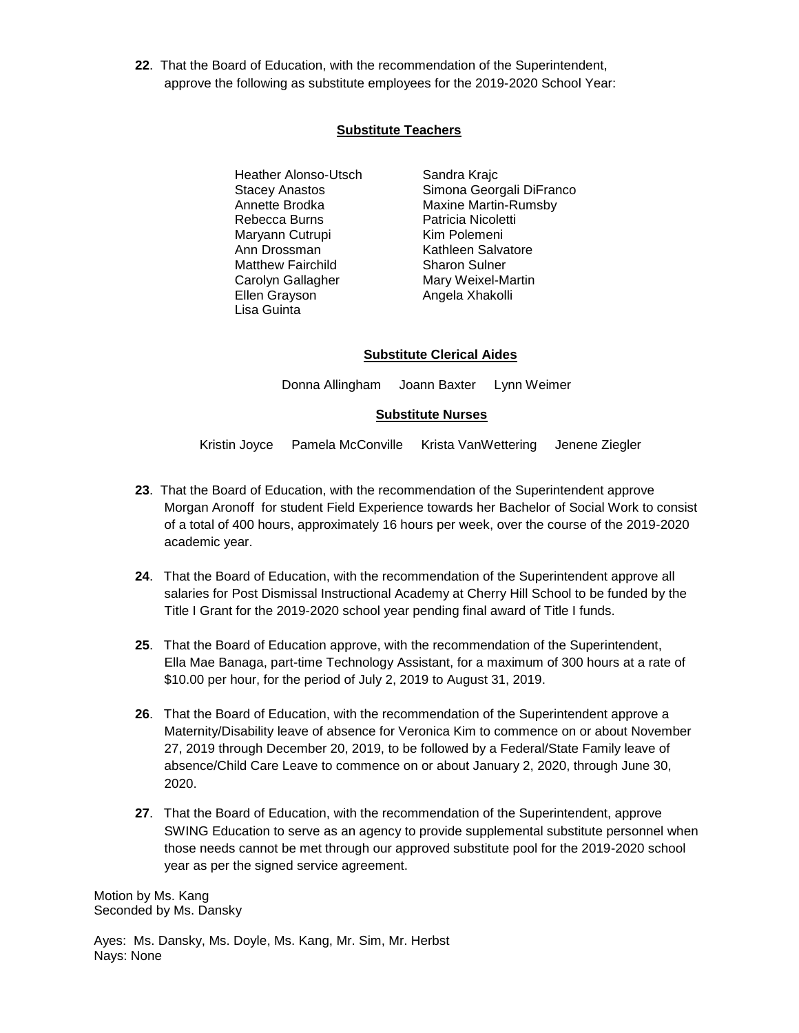**22**. That the Board of Education, with the recommendation of the Superintendent, approve the following as substitute employees for the 2019-2020 School Year:

**Substitute Teachers**

Heather Alonso-Utsch
Stacey Anastos
Annette Brodka
Rebecca Burns
Maryann Cutrupi
Ann Drossman
Matthew Fairchild
Carolyn Gallagher
Ellen Grayson
Lisa Guinta
Sandra Krajc
Simona Georgali DiFranco
Maxine Martin-Rumsby
Patricia Nicoletti
Kim Polemeni
Kathleen Salvatore
Sharon Sulner
Mary Weixel-Martin
Angela Xhakolli

**Substitute Clerical Aides**

Donna Allingham Joann Baxter Lynn Weimer

**Substitute Nurses**

Kristin Joyce Pamela McConville Krista VanWettering Jenene Ziegler

**23**. That the Board of Education, with the recommendation of the Superintendent approve Morgan Aronoff for student Field Experience towards her Bachelor of Social Work to consist of a total of 400 hours, approximately 16 hours per week, over the course of the 2019-2020 academic year.

**24**. That the Board of Education, with the recommendation of the Superintendent approve all salaries for Post Dismissal Instructional Academy at Cherry Hill School to be funded by the Title I Grant for the 2019-2020 school year pending final award of Title I funds.

**25**. That the Board of Education approve, with the recommendation of the Superintendent, Ella Mae Banaga, part-time Technology Assistant, for a maximum of 300 hours at a rate of $10.00 per hour, for the period of July 2, 2019 to August 31, 2019.

**26**. That the Board of Education, with the recommendation of the Superintendent approve a Maternity/Disability leave of absence for Veronica Kim to commence on or about November 27, 2019 through December 20, 2019, to be followed by a Federal/State Family leave of absence/Child Care Leave to commence on or about January 2, 2020, through June 30, 2020.

**27**. That the Board of Education, with the recommendation of the Superintendent, approve SWING Education to serve as an agency to provide supplemental substitute personnel when those needs cannot be met through our approved substitute pool for the 2019-2020 school year as per the signed service agreement.

Motion by Ms. Kang
Seconded by Ms. Dansky

Ayes: Ms. Dansky, Ms. Doyle, Ms. Kang, Mr. Sim, Mr. Herbst
Nays: None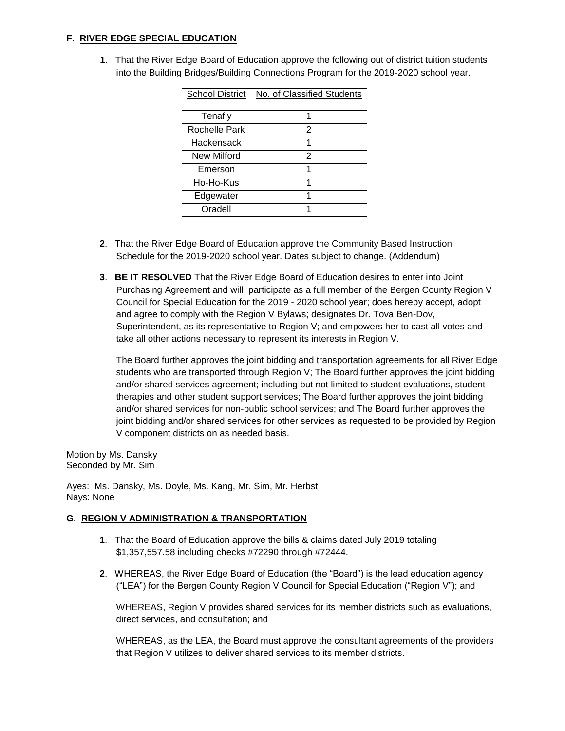## F. RIVER EDGE SPECIAL EDUCATION

**1**. That the River Edge Board of Education approve the following out of district tuition students into the Building Bridges/Building Connections Program for the 2019-2020 school year.

| School District | No. of Classified Students |
|---|---|
| Tenafly | 1 |
| Rochelle Park | 2 |
| Hackensack | 1 |
| New Milford | 2 |
| Emerson | 1 |
| Ho-Ho-Kus | 1 |
| Edgewater | 1 |
| Oradell | 1 |

**2**. That the River Edge Board of Education approve the Community Based Instruction Schedule for the 2019-2020 school year. Dates subject to change. (Addendum)

**3**. **BE IT RESOLVED** That the River Edge Board of Education desires to enter into Joint Purchasing Agreement and will participate as a full member of the Bergen County Region V Council for Special Education for the 2019 - 2020 school year; does hereby accept, adopt and agree to comply with the Region V Bylaws; designates Dr. Tova Ben-Dov, Superintendent, as its representative to Region V; and empowers her to cast all votes and take all other actions necessary to represent its interests in Region V.

The Board further approves the joint bidding and transportation agreements for all River Edge students who are transported through Region V; The Board further approves the joint bidding and/or shared services agreement; including but not limited to student evaluations, student therapies and other student support services; The Board further approves the joint bidding and/or shared services for non-public school services; and The Board further approves the joint bidding and/or shared services for other services as requested to be provided by Region V component districts on as needed basis.

Motion by Ms. Dansky
Seconded by Mr. Sim

Ayes: Ms. Dansky, Ms. Doyle, Ms. Kang, Mr. Sim, Mr. Herbst
Nays: None

## G. REGION V ADMINISTRATION & TRANSPORTATION

**1**. That the Board of Education approve the bills & claims dated July 2019 totaling $1,357,557.58 including checks #72290 through #72444.

**2**. WHEREAS, the River Edge Board of Education (the "Board") is the lead education agency ("LEA") for the Bergen County Region V Council for Special Education ("Region V"); and

WHEREAS, Region V provides shared services for its member districts such as evaluations, direct services, and consultation; and

WHEREAS, as the LEA, the Board must approve the consultant agreements of the providers that Region V utilizes to deliver shared services to its member districts.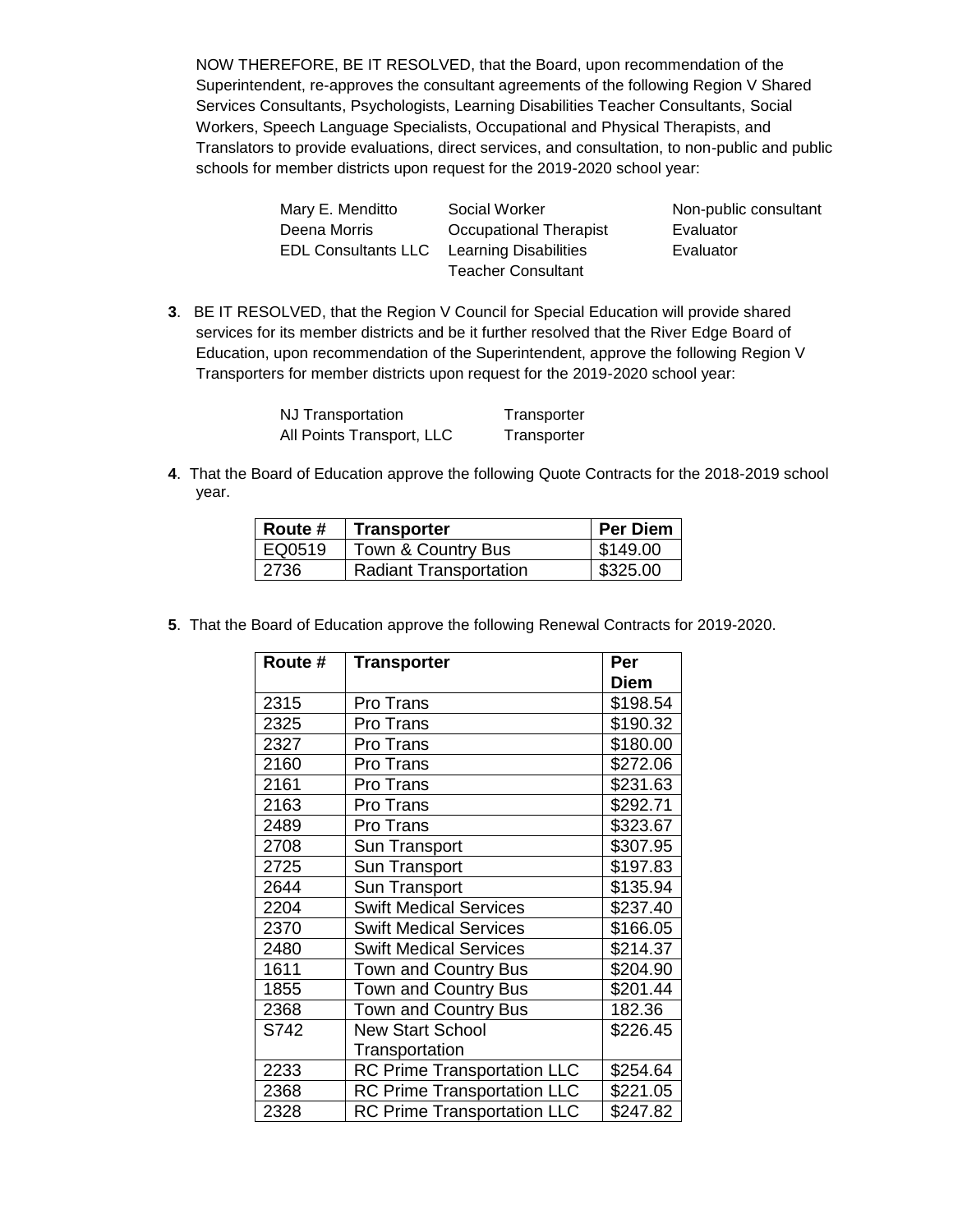NOW THEREFORE, BE IT RESOLVED, that the Board, upon recommendation of the Superintendent, re-approves the consultant agreements of the following Region V Shared Services Consultants, Psychologists, Learning Disabilities Teacher Consultants, Social Workers, Speech Language Specialists, Occupational and Physical Therapists, and Translators to provide evaluations, direct services, and consultation, to non-public and public schools for member districts upon request for the 2019-2020 school year:

| | | |
|---|---|---|
| Mary E. Menditto | Social Worker | Non-public consultant |
| Deena Morris | Occupational Therapist | Evaluator |
| EDL Consultants LLC | Learning Disabilities Teacher Consultant | Evaluator |

**3**. BE IT RESOLVED, that the Region V Council for Special Education will provide shared services for its member districts and be it further resolved that the River Edge Board of Education, upon recommendation of the Superintendent, approve the following Region V Transporters for member districts upon request for the 2019-2020 school year:

| | |
|---|---|
| NJ Transportation | Transporter |
| All Points Transport, LLC | Transporter |

**4**. That the Board of Education approve the following Quote Contracts for the 2018-2019 school year.

| Route # | Transporter | Per Diem |
|---|---|---|
| EQ0519 | Town & Country Bus | $149.00 |
| 2736 | Radiant Transportation | $325.00 |

**5**. That the Board of Education approve the following Renewal Contracts for 2019-2020.

| Route # | Transporter | Per Diem |
|---|---|---|
| 2315 | Pro Trans | $198.54 |
| 2325 | Pro Trans | $190.32 |
| 2327 | Pro Trans | $180.00 |
| 2160 | Pro Trans | $272.06 |
| 2161 | Pro Trans | $231.63 |
| 2163 | Pro Trans | $292.71 |
| 2489 | Pro Trans | $323.67 |
| 2708 | Sun Transport | $307.95 |
| 2725 | Sun Transport | $197.83 |
| 2644 | Sun Transport | $135.94 |
| 2204 | Swift Medical Services | $237.40 |
| 2370 | Swift Medical Services | $166.05 |
| 2480 | Swift Medical Services | $214.37 |
| 1611 | Town and Country Bus | $204.90 |
| 1855 | Town and Country Bus | $201.44 |
| 2368 | Town and Country Bus | 182.36 |
| S742 | New Start School Transportation | $226.45 |
| 2233 | RC Prime Transportation LLC | $254.64 |
| 2368 | RC Prime Transportation LLC | $221.05 |
| 2328 | RC Prime Transportation LLC | $247.82 |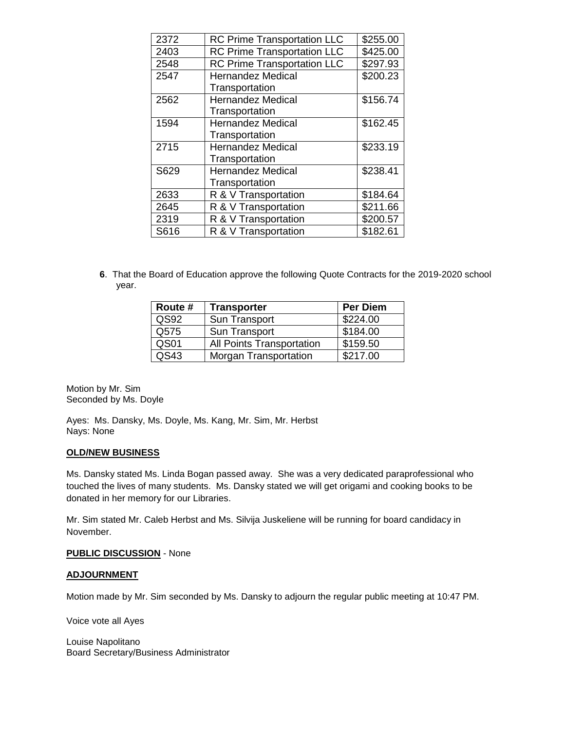| | | |
|---|---|---|
| 2372 | RC Prime Transportation LLC | $255.00 |
| 2403 | RC Prime Transportation LLC | $425.00 |
| 2548 | RC Prime Transportation LLC | $297.93 |
| 2547 | Hernandez Medical Transportation | $200.23 |
| 2562 | Hernandez Medical Transportation | $156.74 |
| 1594 | Hernandez Medical Transportation | $162.45 |
| 2715 | Hernandez Medical Transportation | $233.19 |
| S629 | Hernandez Medical Transportation | $238.41 |
| 2633 | R & V Transportation | $184.64 |
| 2645 | R & V Transportation | $211.66 |
| 2319 | R & V Transportation | $200.57 |
| S616 | R & V Transportation | $182.61 |

**6**. That the Board of Education approve the following Quote Contracts for the 2019-2020 school year.

| Route # | Transporter | Per Diem |
|---|---|---|
| QS92 | Sun Transport | $224.00 |
| Q575 | Sun Transport | $184.00 |
| QS01 | All Points Transportation | $159.50 |
| QS43 | Morgan Transportation | $217.00 |

Motion by Mr. Sim
Seconded by Ms. Doyle

Ayes: Ms. Dansky, Ms. Doyle, Ms. Kang, Mr. Sim, Mr. Herbst
Nays: None

**OLD/NEW BUSINESS**

Ms. Dansky stated Ms. Linda Bogan passed away. She was a very dedicated paraprofessional who touched the lives of many students. Ms. Dansky stated we will get origami and cooking books to be donated in her memory for our Libraries.

Mr. Sim stated Mr. Caleb Herbst and Ms. Silvija Juskeliene will be running for board candidacy in November.

**PUBLIC DISCUSSION** - None

**ADJOURNMENT**

Motion made by Mr. Sim seconded by Ms. Dansky to adjourn the regular public meeting at 10:47 PM.

Voice vote all Ayes

Louise Napolitano
Board Secretary/Business Administrator